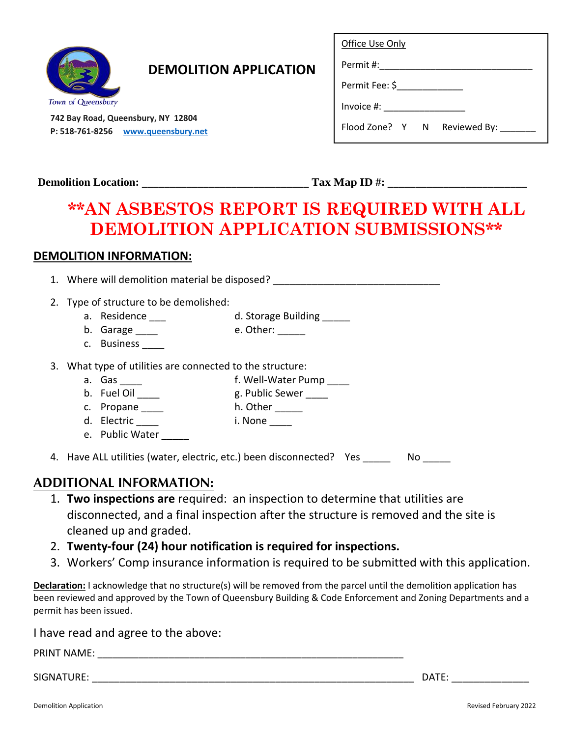Town of Queensbury

742 Bay Road, Queensbury, NY 12804
P: 518-761-8256 www.queensbury.net

# DEMOLITION APPLICATION

Office Use Only

Permit #:______________________________

Permit Fee: $_____________

Invoice #: ________________

Flood Zone? Y N Reviewed By: _______

**Demolition Location:** _____________________________ **Tax Map ID #:** ________________________

## **AN ASBESTOS REPORT IS REQUIRED WITH ALL DEMOLITION APPLICATION SUBMISSIONS**

## DEMOLITION INFORMATION:

1. Where will demolition material be disposed? ______________________________
2. Type of structure to be demolished:
   a. Residence ___
   b. Garage ____
   c. Business ____
   d. Storage Building _____
   e. Other: _____
3. What type of utilities are connected to the structure:
   a. Gas ____
   b. Fuel Oil ____
   c. Propane ____
   d. Electric ____
   e. Public Water _____
   f. Well-Water Pump ____
   g. Public Sewer ____
   h. Other _____
   i. None ____
4. Have ALL utilities (water, electric, etc.) been disconnected? Yes _____ No _____

## ADDITIONAL INFORMATION:

1. **Two inspections are** required: an inspection to determine that utilities are disconnected, and a final inspection after the structure is removed and the site is cleaned up and graded.
2. **Twenty-four (24) hour notification is required for inspections.**
3. Workers' Comp insurance information is required to be submitted with this application.

**Declaration:** I acknowledge that no structure(s) will be removed from the parcel until the demolition application has been reviewed and approved by the Town of Queensbury Building & Code Enforcement and Zoning Departments and a permit has been issued.

I have read and agree to the above:

PRINT NAME: ________________________________________________________

SIGNATURE: ___________________________________________________________ DATE: ______________

Revised February 2022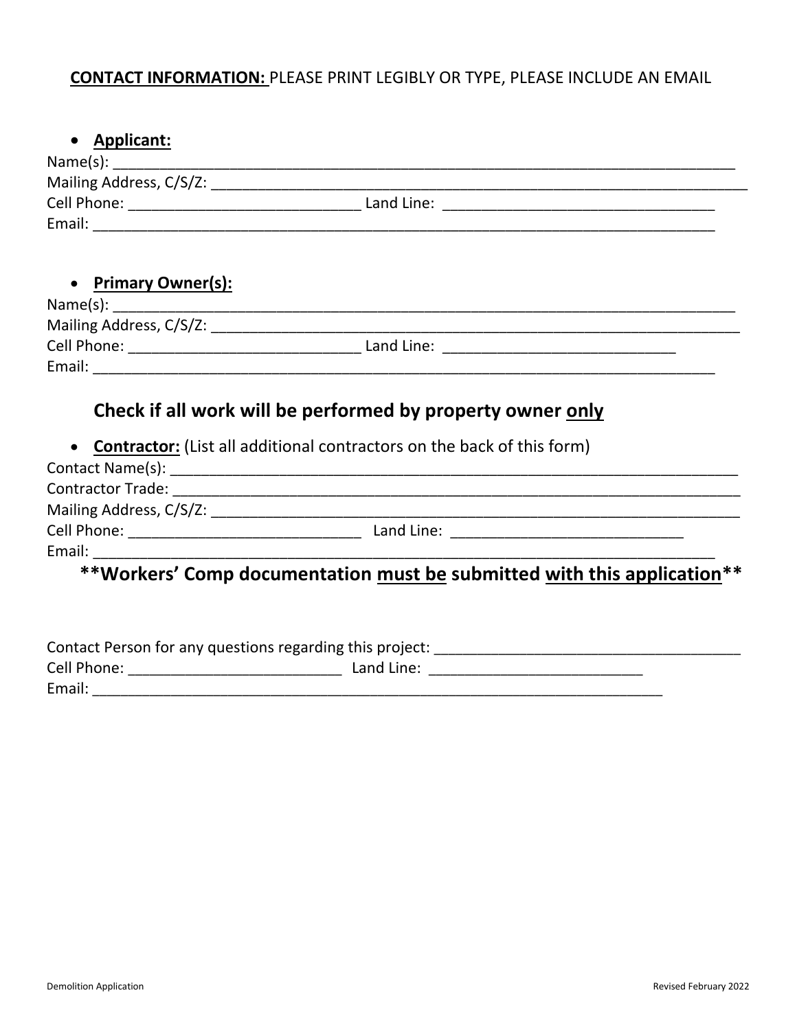**CONTACT INFORMATION:** PLEASE PRINT LEGIBLY OR TYPE, PLEASE INCLUDE AN EMAIL

- **Applicant:**

Name(s): ___________________________________________________________________________
Mailing Address, C/S/Z: _____________________________________________________________________
Cell Phone: ____________________________ Land Line: _________________________________
Email: ____________________________________________________________________________

- **Primary Owner(s):**

Name(s): ___________________________________________________________________________
Mailing Address, C/S/Z: ____________________________________________________________________
Cell Phone: ____________________________ Land Line: ____________________________
Email: ____________________________________________________________________________

### Check if all work will be performed by property owner only

- **Contractor:** (List all additional contractors on the back of this form)

Contact Name(s): _______________________________________________________________________
Contractor Trade: _______________________________________________________________________
Mailing Address, C/S/Z: ____________________________________________________________________
Cell Phone: ____________________________ Land Line: ____________________________
Email: ____________________________________________________________________________

**\*\*Workers' Comp documentation must be submitted with this application\*\***

Contact Person for any questions regarding this project: ______________________________________
Cell Phone: __________________________ Land Line: __________________________
Email: ______________________________________________________________________

Demolition Application

Revised February 2022